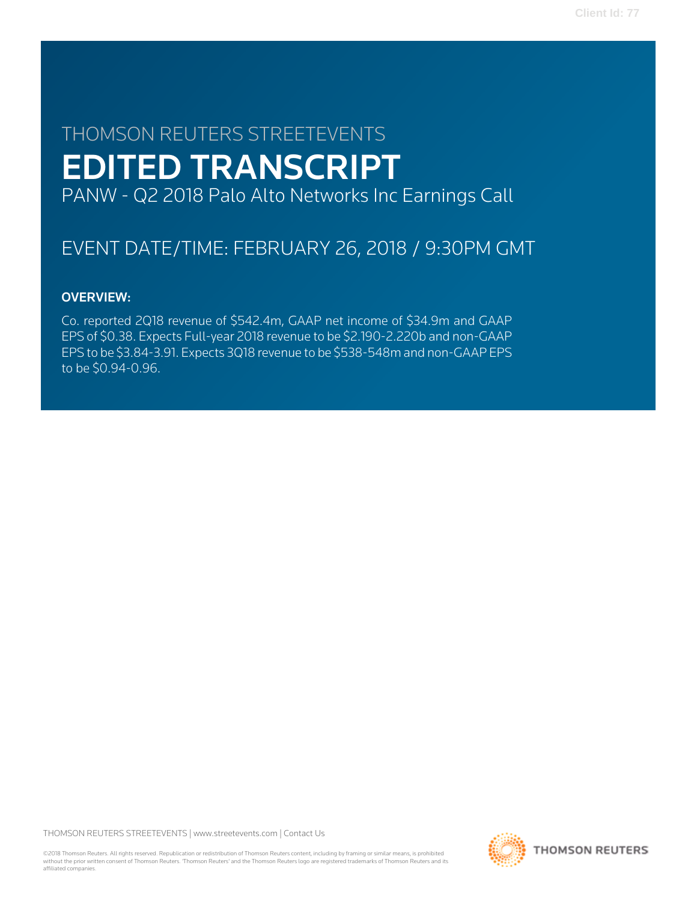THOMSON REUTERS STREETEVENTS

# EDITED TRANSCRIPT

PANW - Q2 2018 Palo Alto Networks Inc Earnings Call

## EVENT DATE/TIME: FEBRUARY 26, 2018 / 9:30PM GMT

### OVERVIEW:

Co. reported 2Q18 revenue of $542.4m, GAAP net income of $34.9m and GAAP EPS of $0.38. Expects Full-year 2018 revenue to be $2.190-2.220b and non-GAAP EPS to be $3.84-3.91. Expects 3Q18 revenue to be $538-548m and non-GAAP EPS to be $0.94-0.96.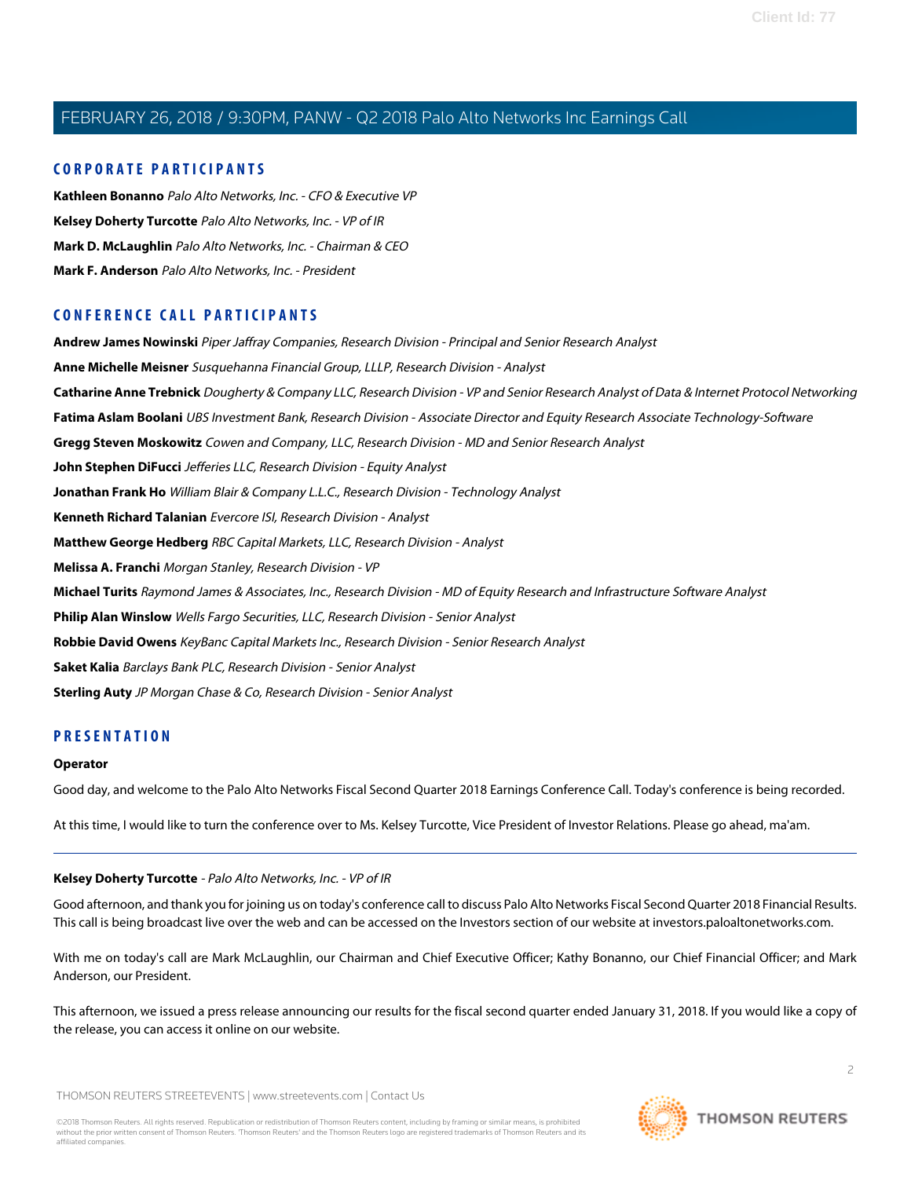## CORPORATE PARTICIPANTS

**Kathleen Bonanno** *Palo Alto Networks, Inc. - CFO & Executive VP*

**Kelsey Doherty Turcotte** *Palo Alto Networks, Inc. - VP of IR*

**Mark D. McLaughlin** *Palo Alto Networks, Inc. - Chairman & CEO*

**Mark F. Anderson** *Palo Alto Networks, Inc. - President*

## CONFERENCE CALL PARTICIPANTS

**Andrew James Nowinski** *Piper Jaffray Companies, Research Division - Principal and Senior Research Analyst*

**Anne Michelle Meisner** *Susquehanna Financial Group, LLLP, Research Division - Analyst*

**Catharine Anne Trebnick** *Dougherty & Company LLC, Research Division - VP and Senior Research Analyst of Data & Internet Protocol Networking*

**Fatima Aslam Boolani** *UBS Investment Bank, Research Division - Associate Director and Equity Research Associate Technology-Software*

**Gregg Steven Moskowitz** *Cowen and Company, LLC, Research Division - MD and Senior Research Analyst*

**John Stephen DiFucci** *Jefferies LLC, Research Division - Equity Analyst*

**Jonathan Frank Ho** *William Blair & Company L.L.C., Research Division - Technology Analyst*

**Kenneth Richard Talanian** *Evercore ISI, Research Division - Analyst*

**Matthew George Hedberg** *RBC Capital Markets, LLC, Research Division - Analyst*

**Melissa A. Franchi** *Morgan Stanley, Research Division - VP*

**Michael Turits** *Raymond James & Associates, Inc., Research Division - MD of Equity Research and Infrastructure Software Analyst*

**Philip Alan Winslow** *Wells Fargo Securities, LLC, Research Division - Senior Analyst*

**Robbie David Owens** *KeyBanc Capital Markets Inc., Research Division - Senior Research Analyst*

**Saket Kalia** *Barclays Bank PLC, Research Division - Senior Analyst*

**Sterling Auty** *JP Morgan Chase & Co, Research Division - Senior Analyst*

## PRESENTATION

**Operator**

Good day, and welcome to the Palo Alto Networks Fiscal Second Quarter 2018 Earnings Conference Call. Today's conference is being recorded.

At this time, I would like to turn the conference over to Ms. Kelsey Turcotte, Vice President of Investor Relations. Please go ahead, ma'am.

---

**Kelsey Doherty Turcotte** - *Palo Alto Networks, Inc. - VP of IR*

Good afternoon, and thank you for joining us on today's conference call to discuss Palo Alto Networks Fiscal Second Quarter 2018 Financial Results. This call is being broadcast live over the web and can be accessed on the Investors section of our website at investors.paloaltonetworks.com.

With me on today's call are Mark McLaughlin, our Chairman and Chief Executive Officer; Kathy Bonanno, our Chief Financial Officer; and Mark Anderson, our President.

This afternoon, we issued a press release announcing our results for the fiscal second quarter ended January 31, 2018. If you would like a copy of the release, you can access it online on our website.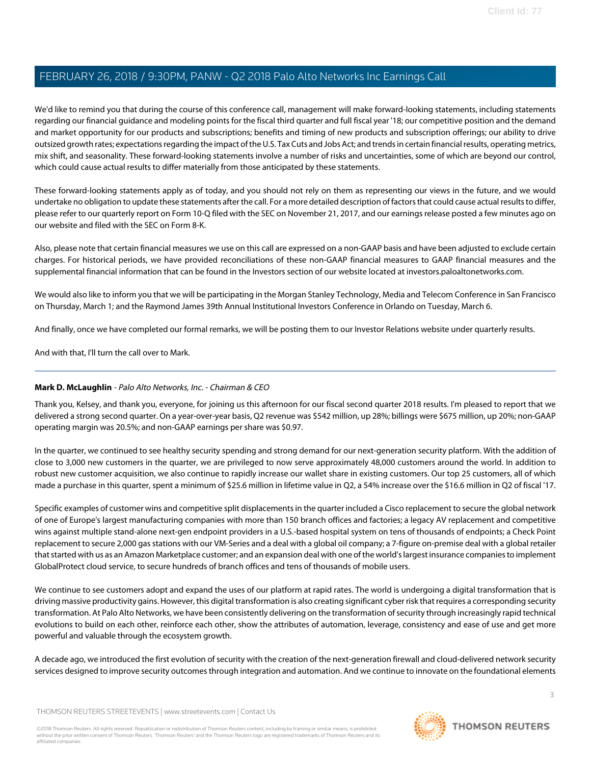We'd like to remind you that during the course of this conference call, management will make forward-looking statements, including statements regarding our financial guidance and modeling points for the fiscal third quarter and full fiscal year '18; our competitive position and the demand and market opportunity for our products and subscriptions; benefits and timing of new products and subscription offerings; our ability to drive outsized growth rates; expectations regarding the impact of the U.S. Tax Cuts and Jobs Act; and trends in certain financial results, operating metrics, mix shift, and seasonality. These forward-looking statements involve a number of risks and uncertainties, some of which are beyond our control, which could cause actual results to differ materially from those anticipated by these statements.

These forward-looking statements apply as of today, and you should not rely on them as representing our views in the future, and we would undertake no obligation to update these statements after the call. For a more detailed description of factors that could cause actual results to differ, please refer to our quarterly report on Form 10-Q filed with the SEC on November 21, 2017, and our earnings release posted a few minutes ago on our website and filed with the SEC on Form 8-K.

Also, please note that certain financial measures we use on this call are expressed on a non-GAAP basis and have been adjusted to exclude certain charges. For historical periods, we have provided reconciliations of these non-GAAP financial measures to GAAP financial measures and the supplemental financial information that can be found in the Investors section of our website located at investors.paloaltonetworks.com.

We would also like to inform you that we will be participating in the Morgan Stanley Technology, Media and Telecom Conference in San Francisco on Thursday, March 1; and the Raymond James 39th Annual Institutional Investors Conference in Orlando on Tuesday, March 6.

And finally, once we have completed our formal remarks, we will be posting them to our Investor Relations website under quarterly results.

And with that, I'll turn the call over to Mark.

---

**Mark D. McLaughlin** - *Palo Alto Networks, Inc. - Chairman & CEO*

Thank you, Kelsey, and thank you, everyone, for joining us this afternoon for our fiscal second quarter 2018 results. I'm pleased to report that we delivered a strong second quarter. On a year-over-year basis, Q2 revenue was $542 million, up 28%; billings were $675 million, up 20%; non-GAAP operating margin was 20.5%; and non-GAAP earnings per share was $0.97.

In the quarter, we continued to see healthy security spending and strong demand for our next-generation security platform. With the addition of close to 3,000 new customers in the quarter, we are privileged to now serve approximately 48,000 customers around the world. In addition to robust new customer acquisition, we also continue to rapidly increase our wallet share in existing customers. Our top 25 customers, all of which made a purchase in this quarter, spent a minimum of $25.6 million in lifetime value in Q2, a 54% increase over the $16.6 million in Q2 of fiscal '17.

Specific examples of customer wins and competitive split displacements in the quarter included a Cisco replacement to secure the global network of one of Europe's largest manufacturing companies with more than 150 branch offices and factories; a legacy AV replacement and competitive wins against multiple stand-alone next-gen endpoint providers in a U.S.-based hospital system on tens of thousands of endpoints; a Check Point replacement to secure 2,000 gas stations with our VM-Series and a deal with a global oil company; a 7-figure on-premise deal with a global retailer that started with us as an Amazon Marketplace customer; and an expansion deal with one of the world's largest insurance companies to implement GlobalProtect cloud service, to secure hundreds of branch offices and tens of thousands of mobile users.

We continue to see customers adopt and expand the uses of our platform at rapid rates. The world is undergoing a digital transformation that is driving massive productivity gains. However, this digital transformation is also creating significant cyber risk that requires a corresponding security transformation. At Palo Alto Networks, we have been consistently delivering on the transformation of security through increasingly rapid technical evolutions to build on each other, reinforce each other, show the attributes of automation, leverage, consistency and ease of use and get more powerful and valuable through the ecosystem growth.

A decade ago, we introduced the first evolution of security with the creation of the next-generation firewall and cloud-delivered network security services designed to improve security outcomes through integration and automation. And we continue to innovate on the foundational elements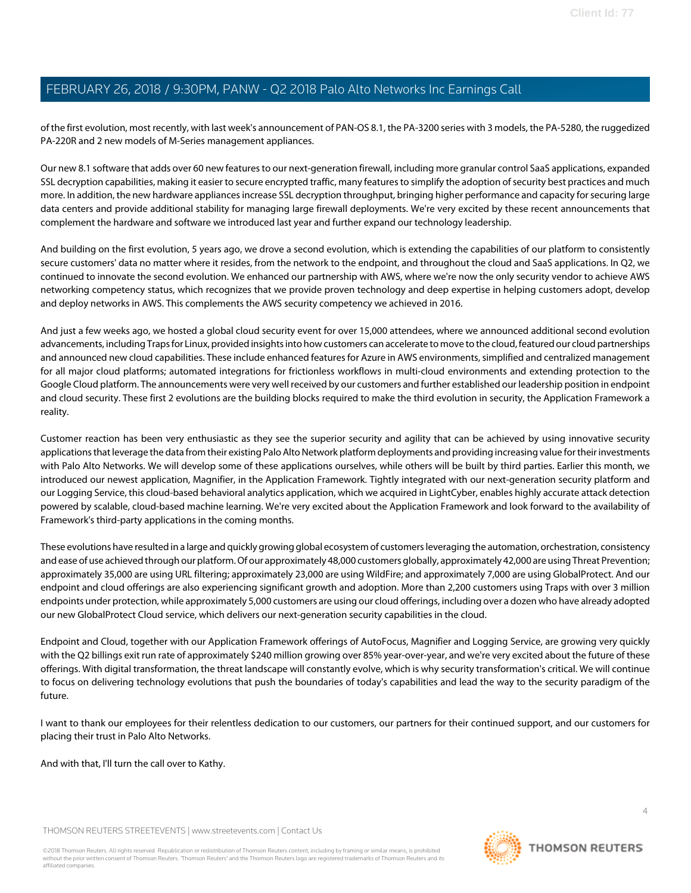of the first evolution, most recently, with last week's announcement of PAN-OS 8.1, the PA-3200 series with 3 models, the PA-5280, the ruggedized PA-220R and 2 new models of M-Series management appliances.

Our new 8.1 software that adds over 60 new features to our next-generation firewall, including more granular control SaaS applications, expanded SSL decryption capabilities, making it easier to secure encrypted traffic, many features to simplify the adoption of security best practices and much more. In addition, the new hardware appliances increase SSL decryption throughput, bringing higher performance and capacity for securing large data centers and provide additional stability for managing large firewall deployments. We're very excited by these recent announcements that complement the hardware and software we introduced last year and further expand our technology leadership.

And building on the first evolution, 5 years ago, we drove a second evolution, which is extending the capabilities of our platform to consistently secure customers' data no matter where it resides, from the network to the endpoint, and throughout the cloud and SaaS applications. In Q2, we continued to innovate the second evolution. We enhanced our partnership with AWS, where we're now the only security vendor to achieve AWS networking competency status, which recognizes that we provide proven technology and deep expertise in helping customers adopt, develop and deploy networks in AWS. This complements the AWS security competency we achieved in 2016.

And just a few weeks ago, we hosted a global cloud security event for over 15,000 attendees, where we announced additional second evolution advancements, including Traps for Linux, provided insights into how customers can accelerate to move to the cloud, featured our cloud partnerships and announced new cloud capabilities. These include enhanced features for Azure in AWS environments, simplified and centralized management for all major cloud platforms; automated integrations for frictionless workflows in multi-cloud environments and extending protection to the Google Cloud platform. The announcements were very well received by our customers and further established our leadership position in endpoint and cloud security. These first 2 evolutions are the building blocks required to make the third evolution in security, the Application Framework a reality.

Customer reaction has been very enthusiastic as they see the superior security and agility that can be achieved by using innovative security applications that leverage the data from their existing Palo Alto Network platform deployments and providing increasing value for their investments with Palo Alto Networks. We will develop some of these applications ourselves, while others will be built by third parties. Earlier this month, we introduced our newest application, Magnifier, in the Application Framework. Tightly integrated with our next-generation security platform and our Logging Service, this cloud-based behavioral analytics application, which we acquired in LightCyber, enables highly accurate attack detection powered by scalable, cloud-based machine learning. We're very excited about the Application Framework and look forward to the availability of Framework's third-party applications in the coming months.

These evolutions have resulted in a large and quickly growing global ecosystem of customers leveraging the automation, orchestration, consistency and ease of use achieved through our platform. Of our approximately 48,000 customers globally, approximately 42,000 are using Threat Prevention; approximately 35,000 are using URL filtering; approximately 23,000 are using WildFire; and approximately 7,000 are using GlobalProtect. And our endpoint and cloud offerings are also experiencing significant growth and adoption. More than 2,200 customers using Traps with over 3 million endpoints under protection, while approximately 5,000 customers are using our cloud offerings, including over a dozen who have already adopted our new GlobalProtect Cloud service, which delivers our next-generation security capabilities in the cloud.

Endpoint and Cloud, together with our Application Framework offerings of AutoFocus, Magnifier and Logging Service, are growing very quickly with the Q2 billings exit run rate of approximately $240 million growing over 85% year-over-year, and we're very excited about the future of these offerings. With digital transformation, the threat landscape will constantly evolve, which is why security transformation's critical. We will continue to focus on delivering technology evolutions that push the boundaries of today's capabilities and lead the way to the security paradigm of the future.

I want to thank our employees for their relentless dedication to our customers, our partners for their continued support, and our customers for placing their trust in Palo Alto Networks.

And with that, I'll turn the call over to Kathy.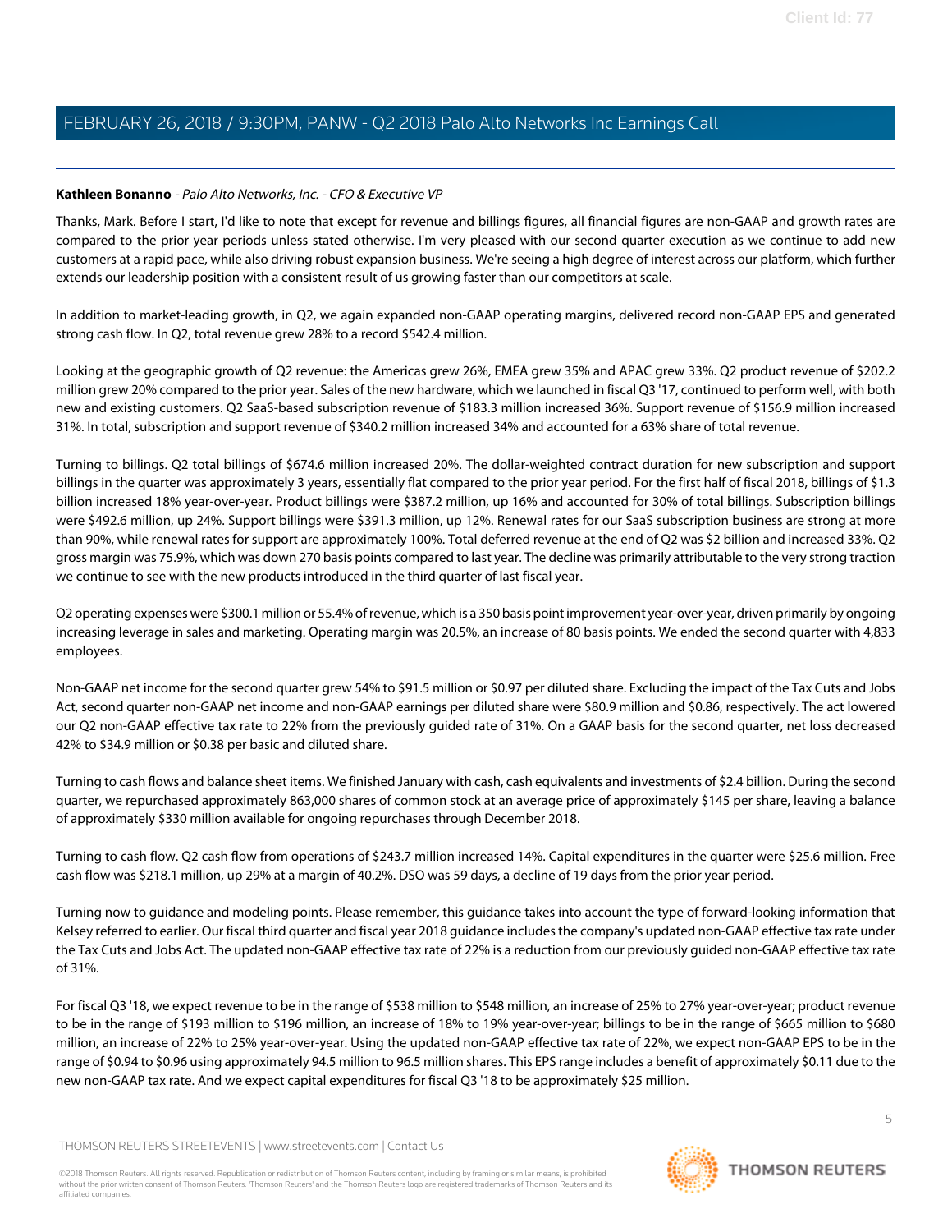**Kathleen Bonanno** - *Palo Alto Networks, Inc. - CFO & Executive VP*

Thanks, Mark. Before I start, I'd like to note that except for revenue and billings figures, all financial figures are non-GAAP and growth rates are compared to the prior year periods unless stated otherwise. I'm very pleased with our second quarter execution as we continue to add new customers at a rapid pace, while also driving robust expansion business. We're seeing a high degree of interest across our platform, which further extends our leadership position with a consistent result of us growing faster than our competitors at scale.

In addition to market-leading growth, in Q2, we again expanded non-GAAP operating margins, delivered record non-GAAP EPS and generated strong cash flow. In Q2, total revenue grew 28% to a record $542.4 million.

Looking at the geographic growth of Q2 revenue: the Americas grew 26%, EMEA grew 35% and APAC grew 33%. Q2 product revenue of $202.2 million grew 20% compared to the prior year. Sales of the new hardware, which we launched in fiscal Q3 '17, continued to perform well, with both new and existing customers. Q2 SaaS-based subscription revenue of $183.3 million increased 36%. Support revenue of $156.9 million increased 31%. In total, subscription and support revenue of $340.2 million increased 34% and accounted for a 63% share of total revenue.

Turning to billings. Q2 total billings of $674.6 million increased 20%. The dollar-weighted contract duration for new subscription and support billings in the quarter was approximately 3 years, essentially flat compared to the prior year period. For the first half of fiscal 2018, billings of $1.3 billion increased 18% year-over-year. Product billings were $387.2 million, up 16% and accounted for 30% of total billings. Subscription billings were $492.6 million, up 24%. Support billings were $391.3 million, up 12%. Renewal rates for our SaaS subscription business are strong at more than 90%, while renewal rates for support are approximately 100%. Total deferred revenue at the end of Q2 was $2 billion and increased 33%. Q2 gross margin was 75.9%, which was down 270 basis points compared to last year. The decline was primarily attributable to the very strong traction we continue to see with the new products introduced in the third quarter of last fiscal year.

Q2 operating expenses were $300.1 million or 55.4% of revenue, which is a 350 basis point improvement year-over-year, driven primarily by ongoing increasing leverage in sales and marketing. Operating margin was 20.5%, an increase of 80 basis points. We ended the second quarter with 4,833 employees.

Non-GAAP net income for the second quarter grew 54% to $91.5 million or $0.97 per diluted share. Excluding the impact of the Tax Cuts and Jobs Act, second quarter non-GAAP net income and non-GAAP earnings per diluted share were $80.9 million and $0.86, respectively. The act lowered our Q2 non-GAAP effective tax rate to 22% from the previously guided rate of 31%. On a GAAP basis for the second quarter, net loss decreased 42% to $34.9 million or $0.38 per basic and diluted share.

Turning to cash flows and balance sheet items. We finished January with cash, cash equivalents and investments of $2.4 billion. During the second quarter, we repurchased approximately 863,000 shares of common stock at an average price of approximately $145 per share, leaving a balance of approximately $330 million available for ongoing repurchases through December 2018.

Turning to cash flow. Q2 cash flow from operations of $243.7 million increased 14%. Capital expenditures in the quarter were $25.6 million. Free cash flow was $218.1 million, up 29% at a margin of 40.2%. DSO was 59 days, a decline of 19 days from the prior year period.

Turning now to guidance and modeling points. Please remember, this guidance takes into account the type of forward-looking information that Kelsey referred to earlier. Our fiscal third quarter and fiscal year 2018 guidance includes the company's updated non-GAAP effective tax rate under the Tax Cuts and Jobs Act. The updated non-GAAP effective tax rate of 22% is a reduction from our previously guided non-GAAP effective tax rate of 31%.

For fiscal Q3 '18, we expect revenue to be in the range of $538 million to $548 million, an increase of 25% to 27% year-over-year; product revenue to be in the range of $193 million to $196 million, an increase of 18% to 19% year-over-year; billings to be in the range of $665 million to $680 million, an increase of 22% to 25% year-over-year. Using the updated non-GAAP effective tax rate of 22%, we expect non-GAAP EPS to be in the range of $0.94 to $0.96 using approximately 94.5 million to 96.5 million shares. This EPS range includes a benefit of approximately $0.11 due to the new non-GAAP tax rate. And we expect capital expenditures for fiscal Q3 '18 to be approximately $25 million.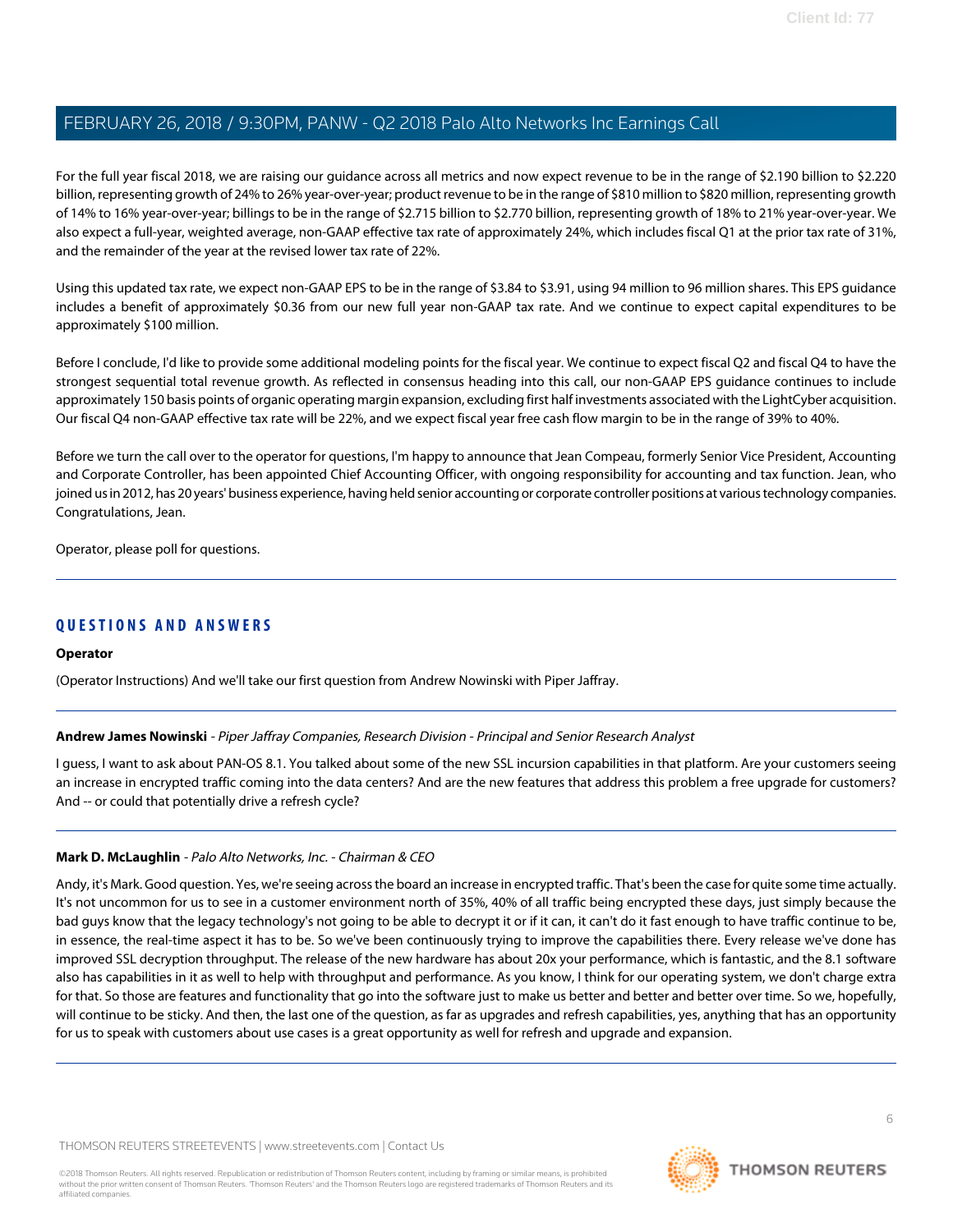For the full year fiscal 2018, we are raising our guidance across all metrics and now expect revenue to be in the range of $2.190 billion to $2.220 billion, representing growth of 24% to 26% year-over-year; product revenue to be in the range of $810 million to $820 million, representing growth of 14% to 16% year-over-year; billings to be in the range of $2.715 billion to $2.770 billion, representing growth of 18% to 21% year-over-year. We also expect a full-year, weighted average, non-GAAP effective tax rate of approximately 24%, which includes fiscal Q1 at the prior tax rate of 31%, and the remainder of the year at the revised lower tax rate of 22%.

Using this updated tax rate, we expect non-GAAP EPS to be in the range of $3.84 to $3.91, using 94 million to 96 million shares. This EPS guidance includes a benefit of approximately $0.36 from our new full year non-GAAP tax rate. And we continue to expect capital expenditures to be approximately $100 million.

Before I conclude, I'd like to provide some additional modeling points for the fiscal year. We continue to expect fiscal Q2 and fiscal Q4 to have the strongest sequential total revenue growth. As reflected in consensus heading into this call, our non-GAAP EPS guidance continues to include approximately 150 basis points of organic operating margin expansion, excluding first half investments associated with the LightCyber acquisition. Our fiscal Q4 non-GAAP effective tax rate will be 22%, and we expect fiscal year free cash flow margin to be in the range of 39% to 40%.

Before we turn the call over to the operator for questions, I'm happy to announce that Jean Compeau, formerly Senior Vice President, Accounting and Corporate Controller, has been appointed Chief Accounting Officer, with ongoing responsibility for accounting and tax function. Jean, who joined us in 2012, has 20 years' business experience, having held senior accounting or corporate controller positions at various technology companies. Congratulations, Jean.

Operator, please poll for questions.

---

## QUESTIONS AND ANSWERS

**Operator**

(Operator Instructions) And we'll take our first question from Andrew Nowinski with Piper Jaffray.

---

**Andrew James Nowinski** - *Piper Jaffray Companies, Research Division - Principal and Senior Research Analyst*

I guess, I want to ask about PAN-OS 8.1. You talked about some of the new SSL incursion capabilities in that platform. Are your customers seeing an increase in encrypted traffic coming into the data centers? And are the new features that address this problem a free upgrade for customers? And -- or could that potentially drive a refresh cycle?

---

**Mark D. McLaughlin** - *Palo Alto Networks, Inc. - Chairman & CEO*

Andy, it's Mark. Good question. Yes, we're seeing across the board an increase in encrypted traffic. That's been the case for quite some time actually. It's not uncommon for us to see in a customer environment north of 35%, 40% of all traffic being encrypted these days, just simply because the bad guys know that the legacy technology's not going to be able to decrypt it or if it can, it can't do it fast enough to have traffic continue to be, in essence, the real-time aspect it has to be. So we've been continuously trying to improve the capabilities there. Every release we've done has improved SSL decryption throughput. The release of the new hardware has about 20x your performance, which is fantastic, and the 8.1 software also has capabilities in it as well to help with throughput and performance. As you know, I think for our operating system, we don't charge extra for that. So those are features and functionality that go into the software just to make us better and better and better over time. So we, hopefully, will continue to be sticky. And then, the last one of the question, as far as upgrades and refresh capabilities, yes, anything that has an opportunity for us to speak with customers about use cases is a great opportunity as well for refresh and upgrade and expansion.

---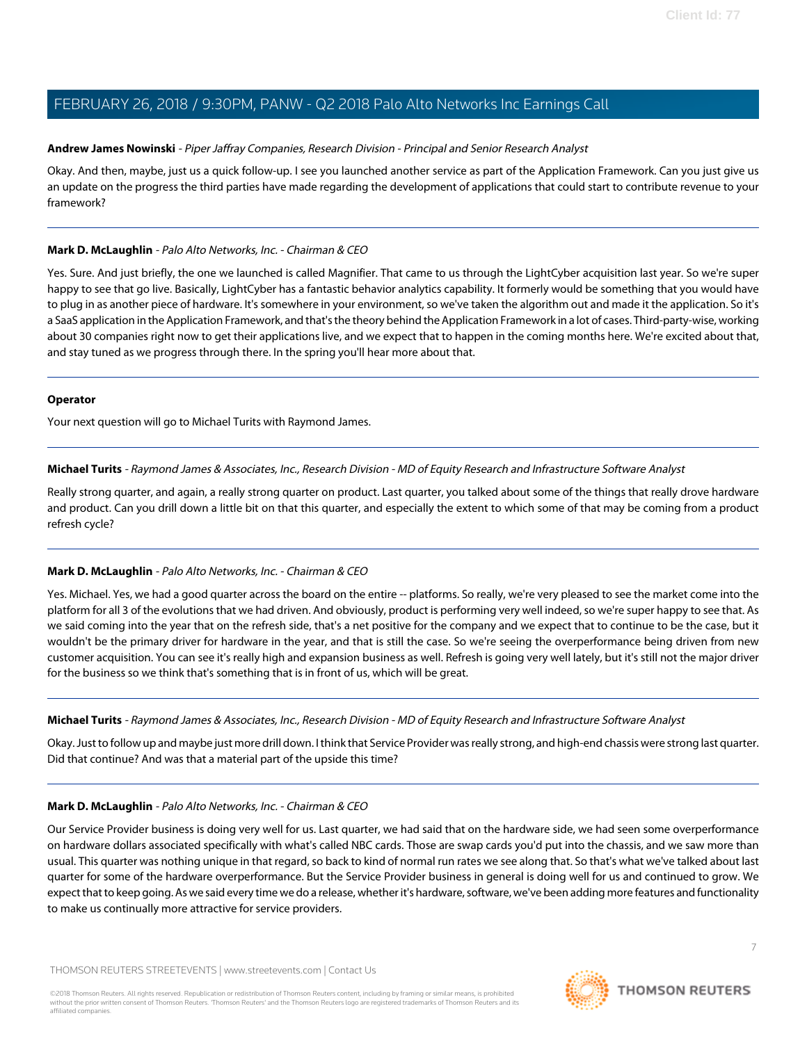**Andrew James Nowinski** - *Piper Jaffray Companies, Research Division - Principal and Senior Research Analyst*

Okay. And then, maybe, just us a quick follow-up. I see you launched another service as part of the Application Framework. Can you just give us an update on the progress the third parties have made regarding the development of applications that could start to contribute revenue to your framework?

---

**Mark D. McLaughlin** - *Palo Alto Networks, Inc. - Chairman & CEO*

Yes. Sure. And just briefly, the one we launched is called Magnifier. That came to us through the LightCyber acquisition last year. So we're super happy to see that go live. Basically, LightCyber has a fantastic behavior analytics capability. It formerly would be something that you would have to plug in as another piece of hardware. It's somewhere in your environment, so we've taken the algorithm out and made it the application. So it's a SaaS application in the Application Framework, and that's the theory behind the Application Framework in a lot of cases. Third-party-wise, working about 30 companies right now to get their applications live, and we expect that to happen in the coming months here. We're excited about that, and stay tuned as we progress through there. In the spring you'll hear more about that.

---

**Operator**

Your next question will go to Michael Turits with Raymond James.

---

**Michael Turits** - *Raymond James & Associates, Inc., Research Division - MD of Equity Research and Infrastructure Software Analyst*

Really strong quarter, and again, a really strong quarter on product. Last quarter, you talked about some of the things that really drove hardware and product. Can you drill down a little bit on that this quarter, and especially the extent to which some of that may be coming from a product refresh cycle?

---

**Mark D. McLaughlin** - *Palo Alto Networks, Inc. - Chairman & CEO*

Yes. Michael. Yes, we had a good quarter across the board on the entire -- platforms. So really, we're very pleased to see the market come into the platform for all 3 of the evolutions that we had driven. And obviously, product is performing very well indeed, so we're super happy to see that. As we said coming into the year that on the refresh side, that's a net positive for the company and we expect that to continue to be the case, but it wouldn't be the primary driver for hardware in the year, and that is still the case. So we're seeing the overperformance being driven from new customer acquisition. You can see it's really high and expansion business as well. Refresh is going very well lately, but it's still not the major driver for the business so we think that's something that is in front of us, which will be great.

---

**Michael Turits** - *Raymond James & Associates, Inc., Research Division - MD of Equity Research and Infrastructure Software Analyst*

Okay. Just to follow up and maybe just more drill down. I think that Service Provider was really strong, and high-end chassis were strong last quarter. Did that continue? And was that a material part of the upside this time?

---

**Mark D. McLaughlin** - *Palo Alto Networks, Inc. - Chairman & CEO*

Our Service Provider business is doing very well for us. Last quarter, we had said that on the hardware side, we had seen some overperformance on hardware dollars associated specifically with what's called NBC cards. Those are swap cards you'd put into the chassis, and we saw more than usual. This quarter was nothing unique in that regard, so back to kind of normal run rates we see along that. So that's what we've talked about last quarter for some of the hardware overperformance. But the Service Provider business in general is doing well for us and continued to grow. We expect that to keep going. As we said every time we do a release, whether it's hardware, software, we've been adding more features and functionality to make us continually more attractive for service providers.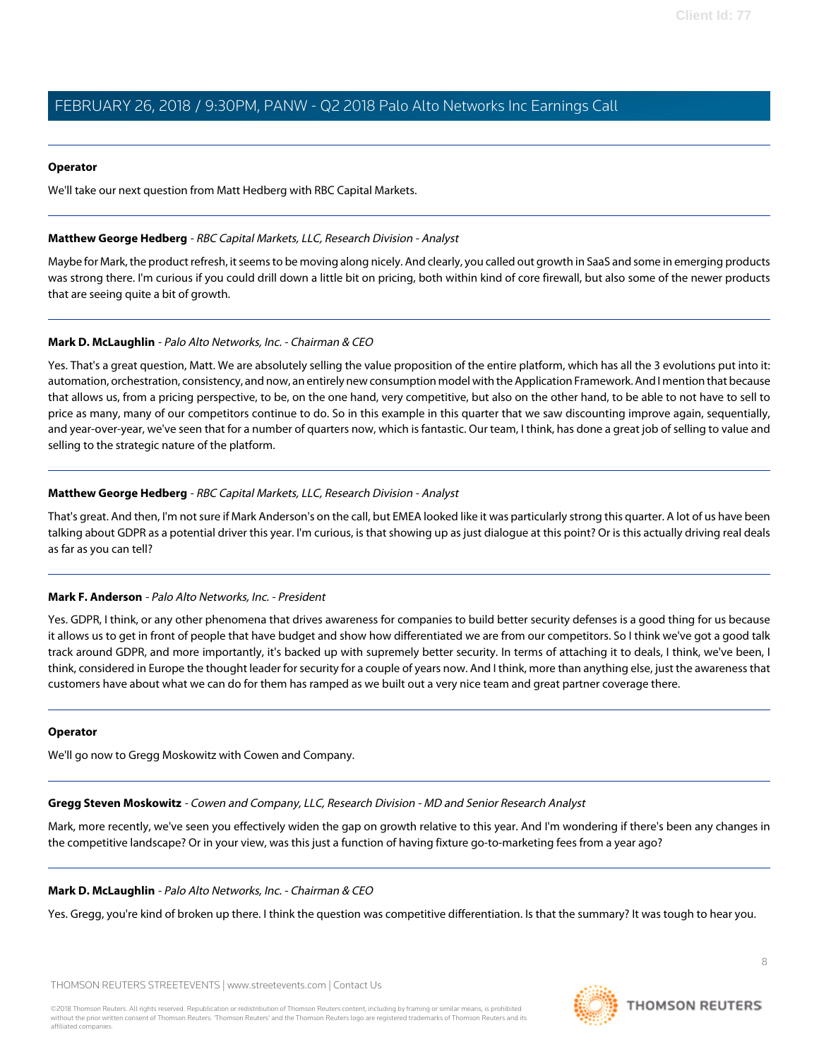**Operator**

We'll take our next question from Matt Hedberg with RBC Capital Markets.

---

**Matthew George Hedberg** - *RBC Capital Markets, LLC, Research Division - Analyst*

Maybe for Mark, the product refresh, it seems to be moving along nicely. And clearly, you called out growth in SaaS and some in emerging products was strong there. I'm curious if you could drill down a little bit on pricing, both within kind of core firewall, but also some of the newer products that are seeing quite a bit of growth.

---

**Mark D. McLaughlin** - *Palo Alto Networks, Inc. - Chairman & CEO*

Yes. That's a great question, Matt. We are absolutely selling the value proposition of the entire platform, which has all the 3 evolutions put into it: automation, orchestration, consistency, and now, an entirely new consumption model with the Application Framework. And I mention that because that allows us, from a pricing perspective, to be, on the one hand, very competitive, but also on the other hand, to be able to not have to sell to price as many, many of our competitors continue to do. So in this example in this quarter that we saw discounting improve again, sequentially, and year-over-year, we've seen that for a number of quarters now, which is fantastic. Our team, I think, has done a great job of selling to value and selling to the strategic nature of the platform.

---

**Matthew George Hedberg** - *RBC Capital Markets, LLC, Research Division - Analyst*

That's great. And then, I'm not sure if Mark Anderson's on the call, but EMEA looked like it was particularly strong this quarter. A lot of us have been talking about GDPR as a potential driver this year. I'm curious, is that showing up as just dialogue at this point? Or is this actually driving real deals as far as you can tell?

---

**Mark F. Anderson** - *Palo Alto Networks, Inc. - President*

Yes. GDPR, I think, or any other phenomena that drives awareness for companies to build better security defenses is a good thing for us because it allows us to get in front of people that have budget and show how differentiated we are from our competitors. So I think we've got a good talk track around GDPR, and more importantly, it's backed up with supremely better security. In terms of attaching it to deals, I think, we've been, I think, considered in Europe the thought leader for security for a couple of years now. And I think, more than anything else, just the awareness that customers have about what we can do for them has ramped as we built out a very nice team and great partner coverage there.

---

**Operator**

We'll go now to Gregg Moskowitz with Cowen and Company.

---

**Gregg Steven Moskowitz** - *Cowen and Company, LLC, Research Division - MD and Senior Research Analyst*

Mark, more recently, we've seen you effectively widen the gap on growth relative to this year. And I'm wondering if there's been any changes in the competitive landscape? Or in your view, was this just a function of having fixture go-to-marketing fees from a year ago?

---

**Mark D. McLaughlin** - *Palo Alto Networks, Inc. - Chairman & CEO*

Yes. Gregg, you're kind of broken up there. I think the question was competitive differentiation. Is that the summary? It was tough to hear you.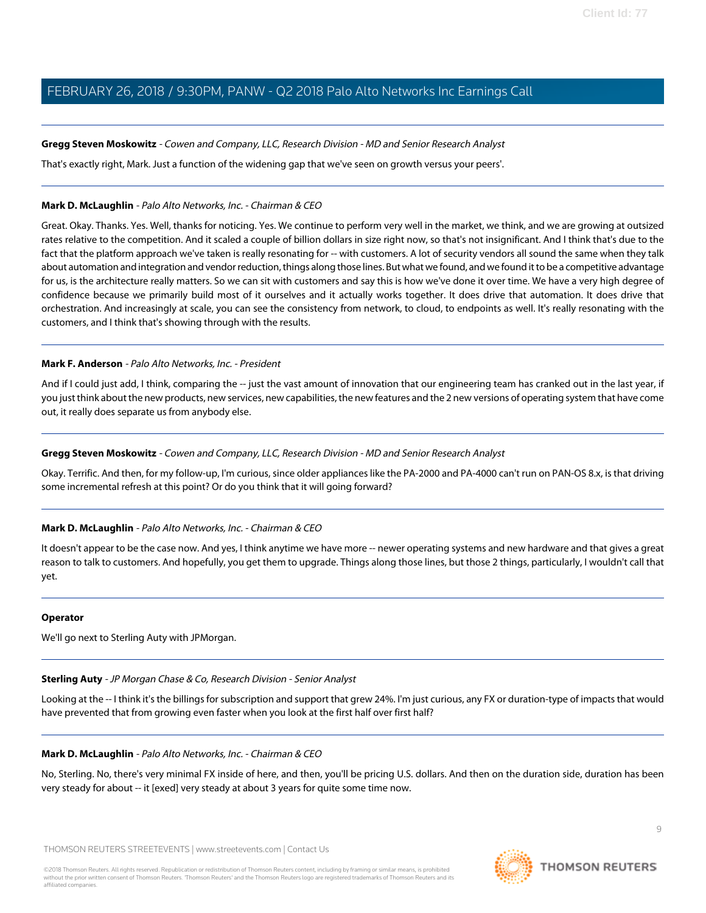**Gregg Steven Moskowitz** - *Cowen and Company, LLC, Research Division - MD and Senior Research Analyst*

That's exactly right, Mark. Just a function of the widening gap that we've seen on growth versus your peers'.

---

**Mark D. McLaughlin** - *Palo Alto Networks, Inc. - Chairman & CEO*

Great. Okay. Thanks. Yes. Well, thanks for noticing. Yes. We continue to perform very well in the market, we think, and we are growing at outsized rates relative to the competition. And it scaled a couple of billion dollars in size right now, so that's not insignificant. And I think that's due to the fact that the platform approach we've taken is really resonating for -- with customers. A lot of security vendors all sound the same when they talk about automation and integration and vendor reduction, things along those lines. But what we found, and we found it to be a competitive advantage for us, is the architecture really matters. So we can sit with customers and say this is how we've done it over time. We have a very high degree of confidence because we primarily build most of it ourselves and it actually works together. It does drive that automation. It does drive that orchestration. And increasingly at scale, you can see the consistency from network, to cloud, to endpoints as well. It's really resonating with the customers, and I think that's showing through with the results.

---

**Mark F. Anderson** - *Palo Alto Networks, Inc. - President*

And if I could just add, I think, comparing the -- just the vast amount of innovation that our engineering team has cranked out in the last year, if you just think about the new products, new services, new capabilities, the new features and the 2 new versions of operating system that have come out, it really does separate us from anybody else.

---

**Gregg Steven Moskowitz** - *Cowen and Company, LLC, Research Division - MD and Senior Research Analyst*

Okay. Terrific. And then, for my follow-up, I'm curious, since older appliances like the PA-2000 and PA-4000 can't run on PAN-OS 8.x, is that driving some incremental refresh at this point? Or do you think that it will going forward?

---

**Mark D. McLaughlin** - *Palo Alto Networks, Inc. - Chairman & CEO*

It doesn't appear to be the case now. And yes, I think anytime we have more -- newer operating systems and new hardware and that gives a great reason to talk to customers. And hopefully, you get them to upgrade. Things along those lines, but those 2 things, particularly, I wouldn't call that yet.

---

**Operator**

We'll go next to Sterling Auty with JPMorgan.

---

**Sterling Auty** - *JP Morgan Chase & Co, Research Division - Senior Analyst*

Looking at the -- I think it's the billings for subscription and support that grew 24%. I'm just curious, any FX or duration-type of impacts that would have prevented that from growing even faster when you look at the first half over first half?

---

**Mark D. McLaughlin** - *Palo Alto Networks, Inc. - Chairman & CEO*

No, Sterling. No, there's very minimal FX inside of here, and then, you'll be pricing U.S. dollars. And then on the duration side, duration has been very steady for about -- it [exed] very steady at about 3 years for quite some time now.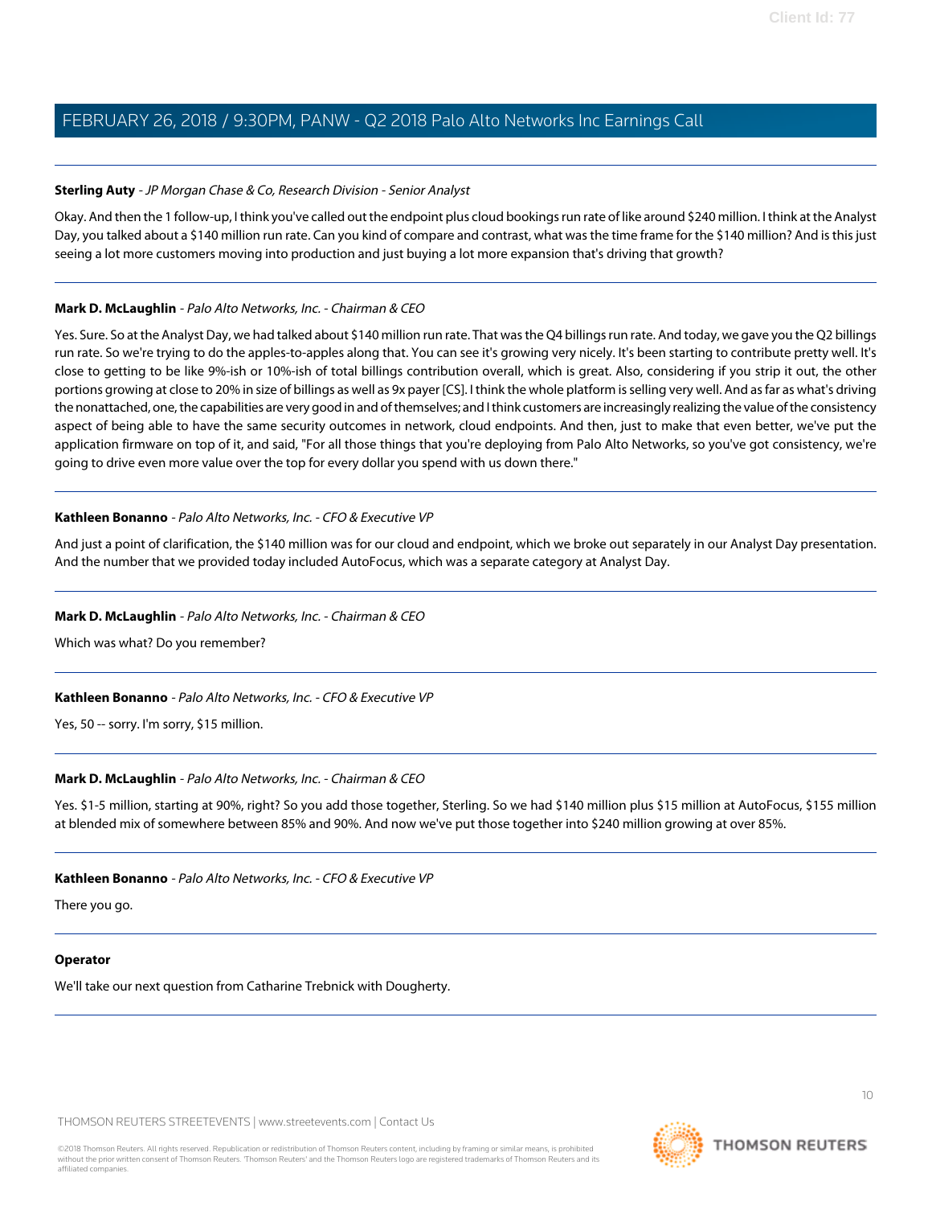**Sterling Auty** - *JP Morgan Chase & Co, Research Division - Senior Analyst*

Okay. And then the 1 follow-up, I think you've called out the endpoint plus cloud bookings run rate of like around $240 million. I think at the Analyst Day, you talked about a $140 million run rate. Can you kind of compare and contrast, what was the time frame for the $140 million? And is this just seeing a lot more customers moving into production and just buying a lot more expansion that's driving that growth?

---

**Mark D. McLaughlin** - *Palo Alto Networks, Inc. - Chairman & CEO*

Yes. Sure. So at the Analyst Day, we had talked about $140 million run rate. That was the Q4 billings run rate. And today, we gave you the Q2 billings run rate. So we're trying to do the apples-to-apples along that. You can see it's growing very nicely. It's been starting to contribute pretty well. It's close to getting to be like 9%-ish or 10%-ish of total billings contribution overall, which is great. Also, considering if you strip it out, the other portions growing at close to 20% in size of billings as well as 9x payer [CS]. I think the whole platform is selling very well. And as far as what's driving the nonattached, one, the capabilities are very good in and of themselves; and I think customers are increasingly realizing the value of the consistency aspect of being able to have the same security outcomes in network, cloud endpoints. And then, just to make that even better, we've put the application firmware on top of it, and said, "For all those things that you're deploying from Palo Alto Networks, so you've got consistency, we're going to drive even more value over the top for every dollar you spend with us down there."

---

**Kathleen Bonanno** - *Palo Alto Networks, Inc. - CFO & Executive VP*

And just a point of clarification, the $140 million was for our cloud and endpoint, which we broke out separately in our Analyst Day presentation. And the number that we provided today included AutoFocus, which was a separate category at Analyst Day.

---

**Mark D. McLaughlin** - *Palo Alto Networks, Inc. - Chairman & CEO*

Which was what? Do you remember?

---

**Kathleen Bonanno** - *Palo Alto Networks, Inc. - CFO & Executive VP*

Yes, 50 -- sorry. I'm sorry, $15 million.

---

**Mark D. McLaughlin** - *Palo Alto Networks, Inc. - Chairman & CEO*

Yes. $1-5 million, starting at 90%, right? So you add those together, Sterling. So we had $140 million plus $15 million at AutoFocus, $155 million at blended mix of somewhere between 85% and 90%. And now we've put those together into $240 million growing at over 85%.

---

**Kathleen Bonanno** - *Palo Alto Networks, Inc. - CFO & Executive VP*

There you go.

---

**Operator**

We'll take our next question from Catharine Trebnick with Dougherty.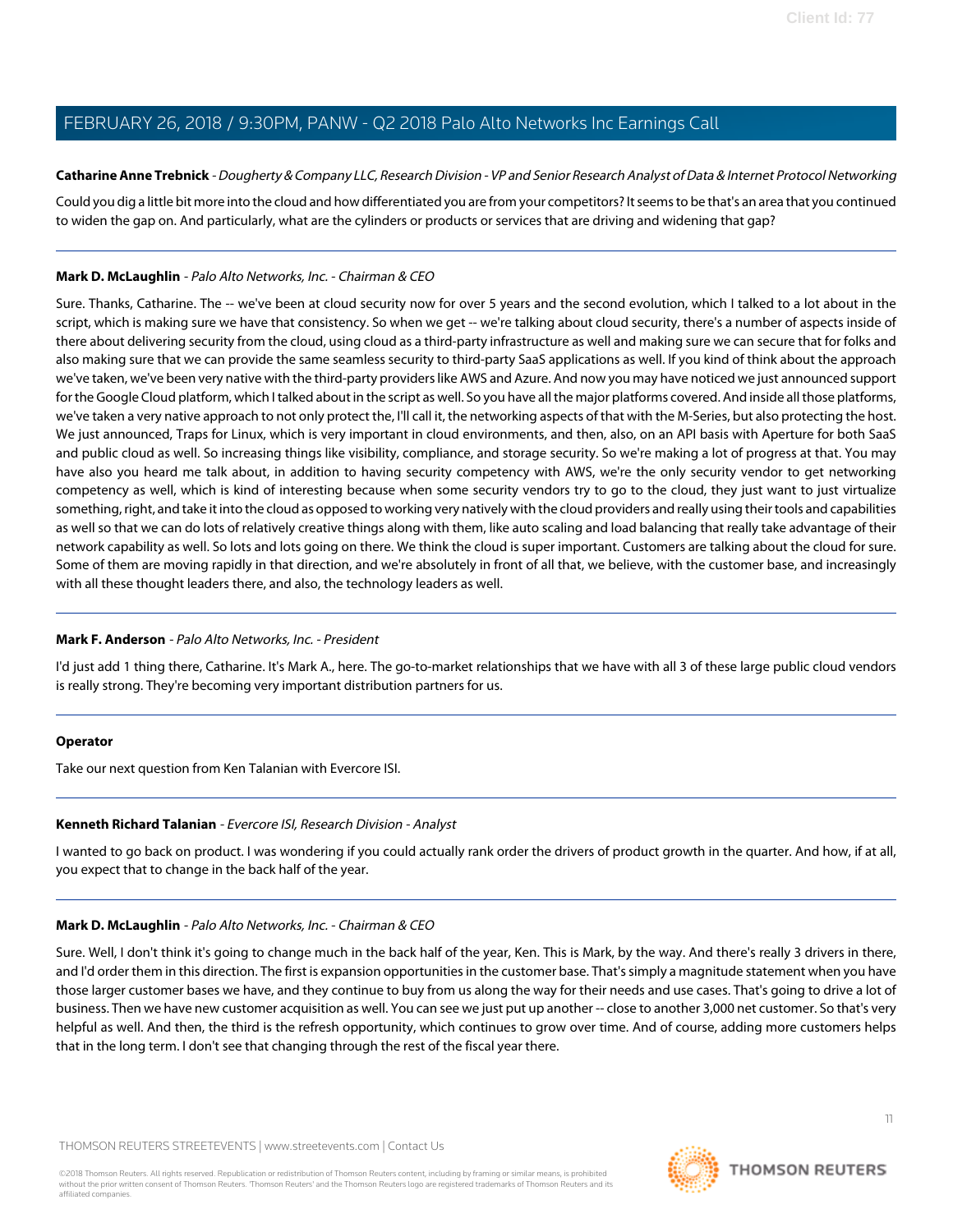**Catharine Anne Trebnick** - *Dougherty & Company LLC, Research Division - VP and Senior Research Analyst of Data & Internet Protocol Networking*

Could you dig a little bit more into the cloud and how differentiated you are from your competitors? It seems to be that's an area that you continued to widen the gap on. And particularly, what are the cylinders or products or services that are driving and widening that gap?

---

**Mark D. McLaughlin** - *Palo Alto Networks, Inc. - Chairman & CEO*

Sure. Thanks, Catharine. The -- we've been at cloud security now for over 5 years and the second evolution, which I talked to a lot about in the script, which is making sure we have that consistency. So when we get -- we're talking about cloud security, there's a number of aspects inside of there about delivering security from the cloud, using cloud as a third-party infrastructure as well and making sure we can secure that for folks and also making sure that we can provide the same seamless security to third-party SaaS applications as well. If you kind of think about the approach we've taken, we've been very native with the third-party providers like AWS and Azure. And now you may have noticed we just announced support for the Google Cloud platform, which I talked about in the script as well. So you have all the major platforms covered. And inside all those platforms, we've taken a very native approach to not only protect the, I'll call it, the networking aspects of that with the M-Series, but also protecting the host. We just announced, Traps for Linux, which is very important in cloud environments, and then, also, on an API basis with Aperture for both SaaS and public cloud as well. So increasing things like visibility, compliance, and storage security. So we're making a lot of progress at that. You may have also you heard me talk about, in addition to having security competency with AWS, we're the only security vendor to get networking competency as well, which is kind of interesting because when some security vendors try to go to the cloud, they just want to just virtualize something, right, and take it into the cloud as opposed to working very natively with the cloud providers and really using their tools and capabilities as well so that we can do lots of relatively creative things along with them, like auto scaling and load balancing that really take advantage of their network capability as well. So lots and lots going on there. We think the cloud is super important. Customers are talking about the cloud for sure. Some of them are moving rapidly in that direction, and we're absolutely in front of all that, we believe, with the customer base, and increasingly with all these thought leaders there, and also, the technology leaders as well.

---

**Mark F. Anderson** - *Palo Alto Networks, Inc. - President*

I'd just add 1 thing there, Catharine. It's Mark A., here. The go-to-market relationships that we have with all 3 of these large public cloud vendors is really strong. They're becoming very important distribution partners for us.

---

**Operator**

Take our next question from Ken Talanian with Evercore ISI.

---

**Kenneth Richard Talanian** - *Evercore ISI, Research Division - Analyst*

I wanted to go back on product. I was wondering if you could actually rank order the drivers of product growth in the quarter. And how, if at all, you expect that to change in the back half of the year.

---

**Mark D. McLaughlin** - *Palo Alto Networks, Inc. - Chairman & CEO*

Sure. Well, I don't think it's going to change much in the back half of the year, Ken. This is Mark, by the way. And there's really 3 drivers in there, and I'd order them in this direction. The first is expansion opportunities in the customer base. That's simply a magnitude statement when you have those larger customer bases we have, and they continue to buy from us along the way for their needs and use cases. That's going to drive a lot of business. Then we have new customer acquisition as well. You can see we just put up another -- close to another 3,000 net customer. So that's very helpful as well. And then, the third is the refresh opportunity, which continues to grow over time. And of course, adding more customers helps that in the long term. I don't see that changing through the rest of the fiscal year there.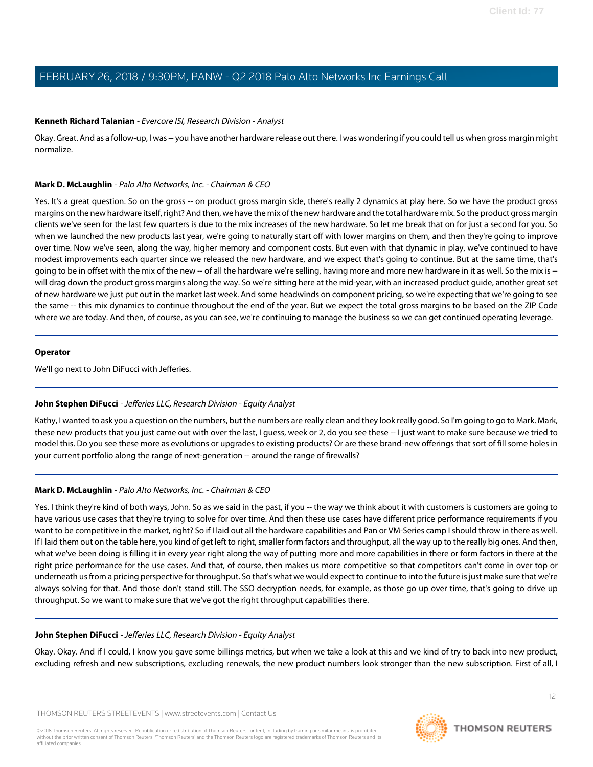**Kenneth Richard Talanian** - *Evercore ISI, Research Division - Analyst*

Okay. Great. And as a follow-up, I was -- you have another hardware release out there. I was wondering if you could tell us when gross margin might normalize.

---

**Mark D. McLaughlin** - *Palo Alto Networks, Inc. - Chairman & CEO*

Yes. It's a great question. So on the gross -- on product gross margin side, there's really 2 dynamics at play here. So we have the product gross margins on the new hardware itself, right? And then, we have the mix of the new hardware and the total hardware mix. So the product gross margin clients we've seen for the last few quarters is due to the mix increases of the new hardware. So let me break that on for just a second for you. So when we launched the new products last year, we're going to naturally start off with lower margins on them, and then they're going to improve over time. Now we've seen, along the way, higher memory and component costs. But even with that dynamic in play, we've continued to have modest improvements each quarter since we released the new hardware, and we expect that's going to continue. But at the same time, that's going to be in offset with the mix of the new -- of all the hardware we're selling, having more and more new hardware in it as well. So the mix is -- will drag down the product gross margins along the way. So we're sitting here at the mid-year, with an increased product guide, another great set of new hardware we just put out in the market last week. And some headwinds on component pricing, so we're expecting that we're going to see the same -- this mix dynamics to continue throughout the end of the year. But we expect the total gross margins to be based on the ZIP Code where we are today. And then, of course, as you can see, we're continuing to manage the business so we can get continued operating leverage.

---

**Operator**

We'll go next to John DiFucci with Jefferies.

---

**John Stephen DiFucci** - *Jefferies LLC, Research Division - Equity Analyst*

Kathy, I wanted to ask you a question on the numbers, but the numbers are really clean and they look really good. So I'm going to go to Mark. Mark, these new products that you just came out with over the last, I guess, week or 2, do you see these -- I just want to make sure because we tried to model this. Do you see these more as evolutions or upgrades to existing products? Or are these brand-new offerings that sort of fill some holes in your current portfolio along the range of next-generation -- around the range of firewalls?

---

**Mark D. McLaughlin** - *Palo Alto Networks, Inc. - Chairman & CEO*

Yes. I think they're kind of both ways, John. So as we said in the past, if you -- the way we think about it with customers is customers are going to have various use cases that they're trying to solve for over time. And then these use cases have different price performance requirements if you want to be competitive in the market, right? So if I laid out all the hardware capabilities and Pan or VM-Series camp I should throw in there as well. If I laid them out on the table here, you kind of get left to right, smaller form factors and throughput, all the way up to the really big ones. And then, what we've been doing is filling it in every year right along the way of putting more and more capabilities in there or form factors in there at the right price performance for the use cases. And that, of course, then makes us more competitive so that competitors can't come in over top or underneath us from a pricing perspective for throughput. So that's what we would expect to continue to into the future is just make sure that we're always solving for that. And those don't stand still. The SSO decryption needs, for example, as those go up over time, that's going to drive up throughput. So we want to make sure that we've got the right throughput capabilities there.

---

**John Stephen DiFucci** - *Jefferies LLC, Research Division - Equity Analyst*

Okay. Okay. And if I could, I know you gave some billings metrics, but when we take a look at this and we kind of try to back into new product, excluding refresh and new subscriptions, excluding renewals, the new product numbers look stronger than the new subscription. First of all, I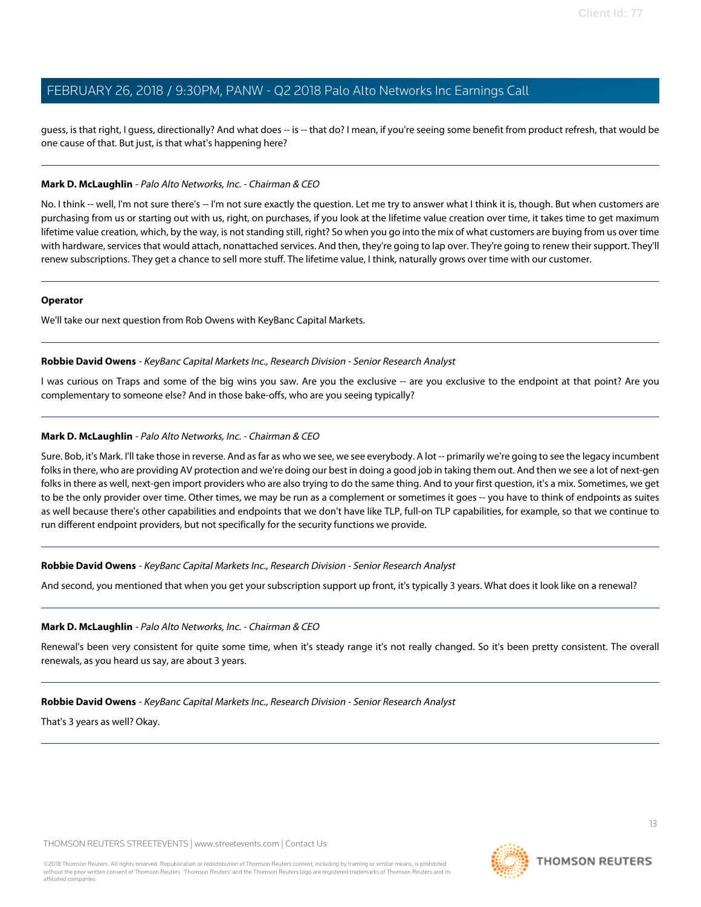guess, is that right, I guess, directionally? And what does -- is -- that do? I mean, if you're seeing some benefit from product refresh, that would be one cause of that. But just, is that what's happening here?

---

**Mark D. McLaughlin** - *Palo Alto Networks, Inc. - Chairman & CEO*

No. I think -- well, I'm not sure there's -- I'm not sure exactly the question. Let me try to answer what I think it is, though. But when customers are purchasing from us or starting out with us, right, on purchases, if you look at the lifetime value creation over time, it takes time to get maximum lifetime value creation, which, by the way, is not standing still, right? So when you go into the mix of what customers are buying from us over time with hardware, services that would attach, nonattached services. And then, they're going to lap over. They're going to renew their support. They'll renew subscriptions. They get a chance to sell more stuff. The lifetime value, I think, naturally grows over time with our customer.

---

**Operator**

We'll take our next question from Rob Owens with KeyBanc Capital Markets.

---

**Robbie David Owens** - *KeyBanc Capital Markets Inc., Research Division - Senior Research Analyst*

I was curious on Traps and some of the big wins you saw. Are you the exclusive -- are you exclusive to the endpoint at that point? Are you complementary to someone else? And in those bake-offs, who are you seeing typically?

---

**Mark D. McLaughlin** - *Palo Alto Networks, Inc. - Chairman & CEO*

Sure. Bob, it's Mark. I'll take those in reverse. And as far as who we see, we see everybody. A lot -- primarily we're going to see the legacy incumbent folks in there, who are providing AV protection and we're doing our best in doing a good job in taking them out. And then we see a lot of next-gen folks in there as well, next-gen import providers who are also trying to do the same thing. And to your first question, it's a mix. Sometimes, we get to be the only provider over time. Other times, we may be run as a complement or sometimes it goes -- you have to think of endpoints as suites as well because there's other capabilities and endpoints that we don't have like TLP, full-on TLP capabilities, for example, so that we continue to run different endpoint providers, but not specifically for the security functions we provide.

---

**Robbie David Owens** - *KeyBanc Capital Markets Inc., Research Division - Senior Research Analyst*

And second, you mentioned that when you get your subscription support up front, it's typically 3 years. What does it look like on a renewal?

---

**Mark D. McLaughlin** - *Palo Alto Networks, Inc. - Chairman & CEO*

Renewal's been very consistent for quite some time, when it's steady range it's not really changed. So it's been pretty consistent. The overall renewals, as you heard us say, are about 3 years.

---

**Robbie David Owens** - *KeyBanc Capital Markets Inc., Research Division - Senior Research Analyst*

That's 3 years as well? Okay.

---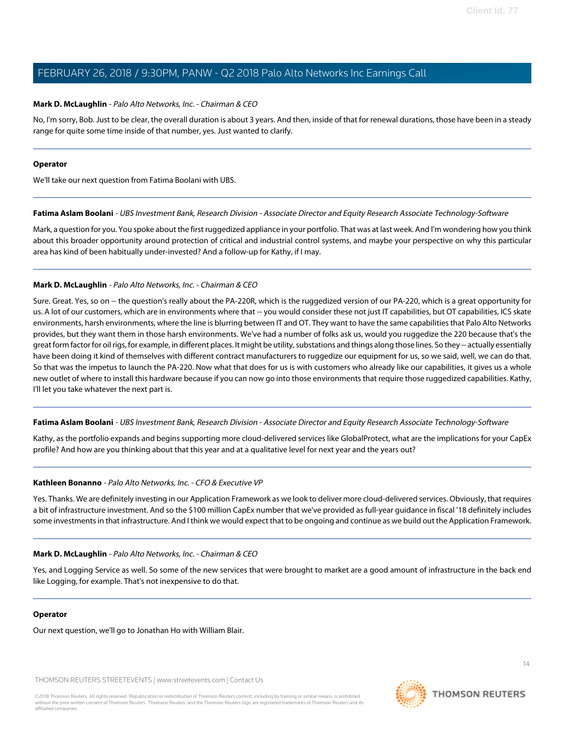**Mark D. McLaughlin** - *Palo Alto Networks, Inc. - Chairman & CEO*

No, I'm sorry, Bob. Just to be clear, the overall duration is about 3 years. And then, inside of that for renewal durations, those have been in a steady range for quite some time inside of that number, yes. Just wanted to clarify.

---

**Operator**

We'll take our next question from Fatima Boolani with UBS.

---

**Fatima Aslam Boolani** - *UBS Investment Bank, Research Division - Associate Director and Equity Research Associate Technology-Software*

Mark, a question for you. You spoke about the first ruggedized appliance in your portfolio. That was at last week. And I'm wondering how you think about this broader opportunity around protection of critical and industrial control systems, and maybe your perspective on why this particular area has kind of been habitually under-invested? And a follow-up for Kathy, if I may.

---

**Mark D. McLaughlin** - *Palo Alto Networks, Inc. - Chairman & CEO*

Sure. Great. Yes, so on -- the question's really about the PA-220R, which is the ruggedized version of our PA-220, which is a great opportunity for us. A lot of our customers, which are in environments where that -- you would consider these not just IT capabilities, but OT capabilities, ICS skate environments, harsh environments, where the line is blurring between IT and OT. They want to have the same capabilities that Palo Alto Networks provides, but they want them in those harsh environments. We've had a number of folks ask us, would you ruggedize the 220 because that's the great form factor for oil rigs, for example, in different places. It might be utility, substations and things along those lines. So they -- actually essentially have been doing it kind of themselves with different contract manufacturers to ruggedize our equipment for us, so we said, well, we can do that. So that was the impetus to launch the PA-220. Now what that does for us is with customers who already like our capabilities, it gives us a whole new outlet of where to install this hardware because if you can now go into those environments that require those ruggedized capabilities. Kathy, I'll let you take whatever the next part is.

---

**Fatima Aslam Boolani** - *UBS Investment Bank, Research Division - Associate Director and Equity Research Associate Technology-Software*

Kathy, as the portfolio expands and begins supporting more cloud-delivered services like GlobalProtect, what are the implications for your CapEx profile? And how are you thinking about that this year and at a qualitative level for next year and the years out?

---

**Kathleen Bonanno** - *Palo Alto Networks, Inc. - CFO & Executive VP*

Yes. Thanks. We are definitely investing in our Application Framework as we look to deliver more cloud-delivered services. Obviously, that requires a bit of infrastructure investment. And so the $100 million CapEx number that we've provided as full-year guidance in fiscal '18 definitely includes some investments in that infrastructure. And I think we would expect that to be ongoing and continue as we build out the Application Framework.

---

**Mark D. McLaughlin** - *Palo Alto Networks, Inc. - Chairman & CEO*

Yes, and Logging Service as well. So some of the new services that were brought to market are a good amount of infrastructure in the back end like Logging, for example. That's not inexpensive to do that.

---

**Operator**

Our next question, we'll go to Jonathan Ho with William Blair.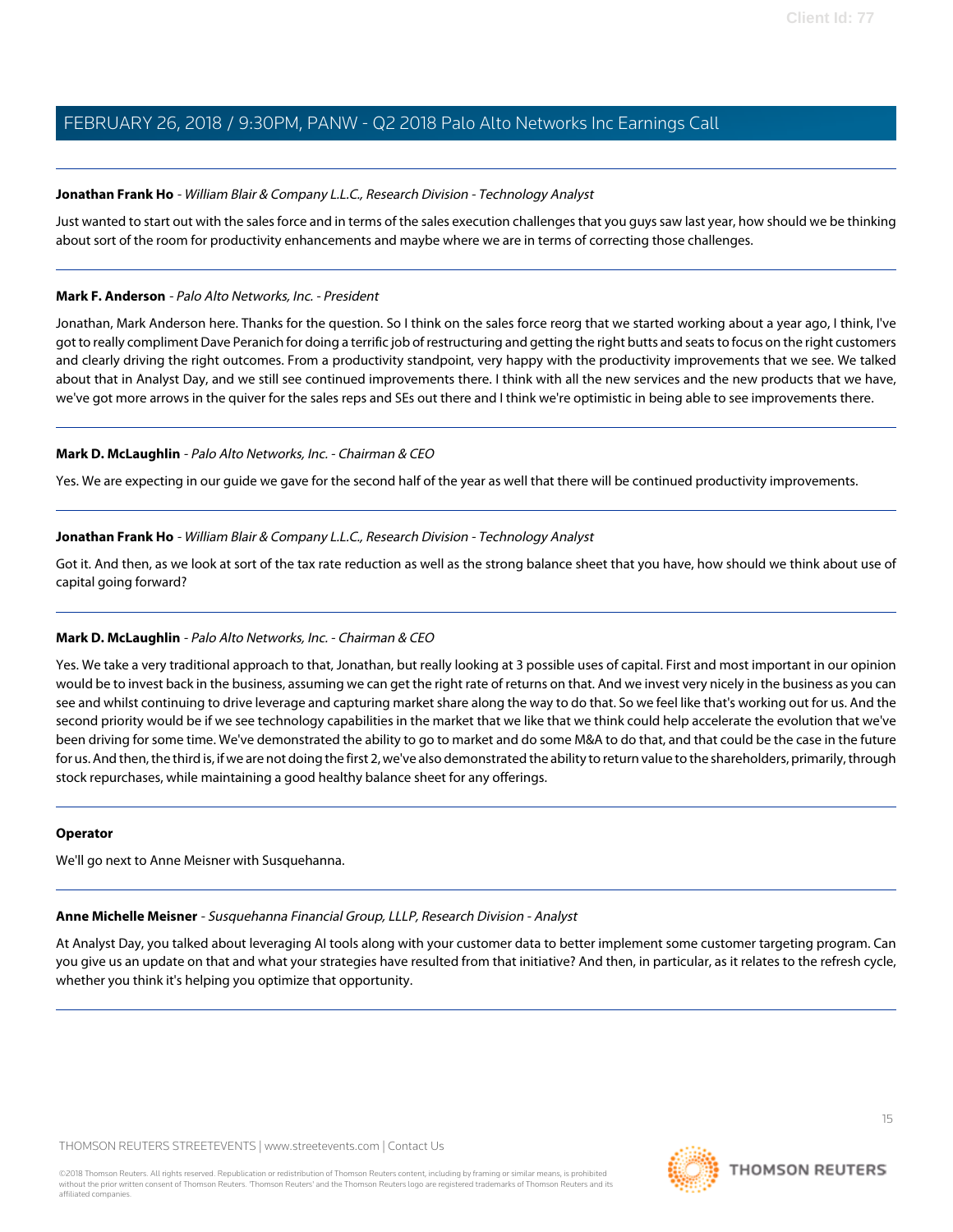**Jonathan Frank Ho** - *William Blair & Company L.L.C., Research Division - Technology Analyst*

Just wanted to start out with the sales force and in terms of the sales execution challenges that you guys saw last year, how should we be thinking about sort of the room for productivity enhancements and maybe where we are in terms of correcting those challenges.

---

**Mark F. Anderson** - *Palo Alto Networks, Inc. - President*

Jonathan, Mark Anderson here. Thanks for the question. So I think on the sales force reorg that we started working about a year ago, I think, I've got to really compliment Dave Peranich for doing a terrific job of restructuring and getting the right butts and seats to focus on the right customers and clearly driving the right outcomes. From a productivity standpoint, very happy with the productivity improvements that we see. We talked about that in Analyst Day, and we still see continued improvements there. I think with all the new services and the new products that we have, we've got more arrows in the quiver for the sales reps and SEs out there and I think we're optimistic in being able to see improvements there.

---

**Mark D. McLaughlin** - *Palo Alto Networks, Inc. - Chairman & CEO*

Yes. We are expecting in our guide we gave for the second half of the year as well that there will be continued productivity improvements.

---

**Jonathan Frank Ho** - *William Blair & Company L.L.C., Research Division - Technology Analyst*

Got it. And then, as we look at sort of the tax rate reduction as well as the strong balance sheet that you have, how should we think about use of capital going forward?

---

**Mark D. McLaughlin** - *Palo Alto Networks, Inc. - Chairman & CEO*

Yes. We take a very traditional approach to that, Jonathan, but really looking at 3 possible uses of capital. First and most important in our opinion would be to invest back in the business, assuming we can get the right rate of returns on that. And we invest very nicely in the business as you can see and whilst continuing to drive leverage and capturing market share along the way to do that. So we feel like that's working out for us. And the second priority would be if we see technology capabilities in the market that we like that we think could help accelerate the evolution that we've been driving for some time. We've demonstrated the ability to go to market and do some M&A to do that, and that could be the case in the future for us. And then, the third is, if we are not doing the first 2, we've also demonstrated the ability to return value to the shareholders, primarily, through stock repurchases, while maintaining a good healthy balance sheet for any offerings.

---

**Operator**

We'll go next to Anne Meisner with Susquehanna.

---

**Anne Michelle Meisner** - *Susquehanna Financial Group, LLLP, Research Division - Analyst*

At Analyst Day, you talked about leveraging AI tools along with your customer data to better implement some customer targeting program. Can you give us an update on that and what your strategies have resulted from that initiative? And then, in particular, as it relates to the refresh cycle, whether you think it's helping you optimize that opportunity.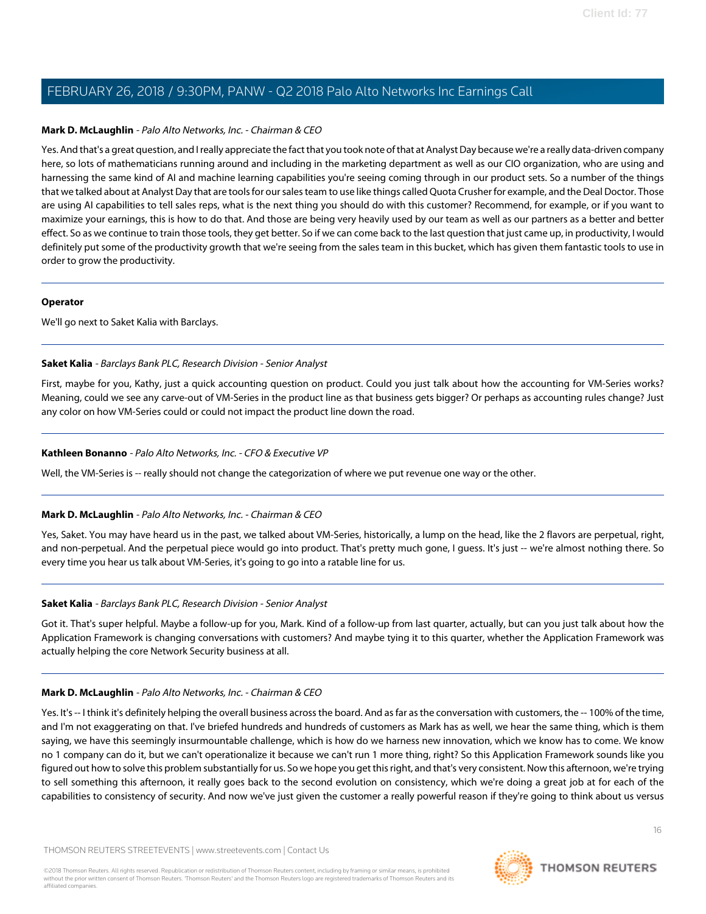**Mark D. McLaughlin** - *Palo Alto Networks, Inc. - Chairman & CEO*

Yes. And that's a great question, and I really appreciate the fact that you took note of that at Analyst Day because we're a really data-driven company here, so lots of mathematicians running around and including in the marketing department as well as our CIO organization, who are using and harnessing the same kind of AI and machine learning capabilities you're seeing coming through in our product sets. So a number of the things that we talked about at Analyst Day that are tools for our sales team to use like things called Quota Crusher for example, and the Deal Doctor. Those are using AI capabilities to tell sales reps, what is the next thing you should do with this customer? Recommend, for example, or if you want to maximize your earnings, this is how to do that. And those are being very heavily used by our team as well as our partners as a better and better effect. So as we continue to train those tools, they get better. So if we can come back to the last question that just came up, in productivity, I would definitely put some of the productivity growth that we're seeing from the sales team in this bucket, which has given them fantastic tools to use in order to grow the productivity.

---

**Operator**

We'll go next to Saket Kalia with Barclays.

---

**Saket Kalia** - *Barclays Bank PLC, Research Division - Senior Analyst*

First, maybe for you, Kathy, just a quick accounting question on product. Could you just talk about how the accounting for VM-Series works? Meaning, could we see any carve-out of VM-Series in the product line as that business gets bigger? Or perhaps as accounting rules change? Just any color on how VM-Series could or could not impact the product line down the road.

---

**Kathleen Bonanno** - *Palo Alto Networks, Inc. - CFO & Executive VP*

Well, the VM-Series is -- really should not change the categorization of where we put revenue one way or the other.

---

**Mark D. McLaughlin** - *Palo Alto Networks, Inc. - Chairman & CEO*

Yes, Saket. You may have heard us in the past, we talked about VM-Series, historically, a lump on the head, like the 2 flavors are perpetual, right, and non-perpetual. And the perpetual piece would go into product. That's pretty much gone, I guess. It's just -- we're almost nothing there. So every time you hear us talk about VM-Series, it's going to go into a ratable line for us.

---

**Saket Kalia** - *Barclays Bank PLC, Research Division - Senior Analyst*

Got it. That's super helpful. Maybe a follow-up for you, Mark. Kind of a follow-up from last quarter, actually, but can you just talk about how the Application Framework is changing conversations with customers? And maybe tying it to this quarter, whether the Application Framework was actually helping the core Network Security business at all.

---

**Mark D. McLaughlin** - *Palo Alto Networks, Inc. - Chairman & CEO*

Yes. It's -- I think it's definitely helping the overall business across the board. And as far as the conversation with customers, the -- 100% of the time, and I'm not exaggerating on that. I've briefed hundreds and hundreds of customers as Mark has as well, we hear the same thing, which is them saying, we have this seemingly insurmountable challenge, which is how do we harness new innovation, which we know has to come. We know no 1 company can do it, but we can't operationalize it because we can't run 1 more thing, right? So this Application Framework sounds like you figured out how to solve this problem substantially for us. So we hope you get this right, and that's very consistent. Now this afternoon, we're trying to sell something this afternoon, it really goes back to the second evolution on consistency, which we're doing a great job at for each of the capabilities to consistency of security. And now we've just given the customer a really powerful reason if they're going to think about us versus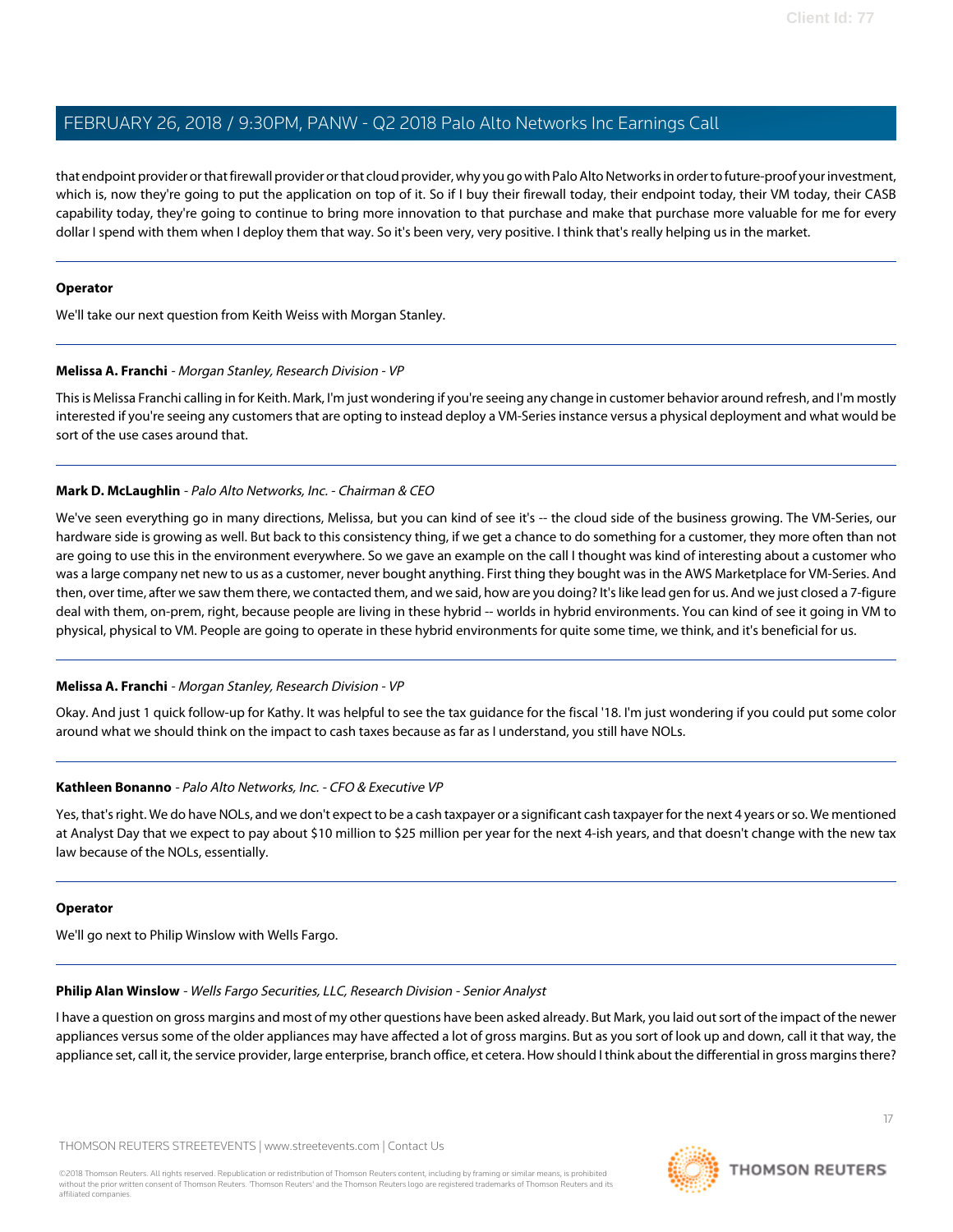that endpoint provider or that firewall provider or that cloud provider, why you go with Palo Alto Networks in order to future-proof your investment, which is, now they're going to put the application on top of it. So if I buy their firewall today, their endpoint today, their VM today, their CASB capability today, they're going to continue to bring more innovation to that purchase and make that purchase more valuable for me for every dollar I spend with them when I deploy them that way. So it's been very, very positive. I think that's really helping us in the market.

---

**Operator**

We'll take our next question from Keith Weiss with Morgan Stanley.

---

**Melissa A. Franchi** - *Morgan Stanley, Research Division - VP*

This is Melissa Franchi calling in for Keith. Mark, I'm just wondering if you're seeing any change in customer behavior around refresh, and I'm mostly interested if you're seeing any customers that are opting to instead deploy a VM-Series instance versus a physical deployment and what would be sort of the use cases around that.

---

**Mark D. McLaughlin** - *Palo Alto Networks, Inc. - Chairman & CEO*

We've seen everything go in many directions, Melissa, but you can kind of see it's -- the cloud side of the business growing. The VM-Series, our hardware side is growing as well. But back to this consistency thing, if we get a chance to do something for a customer, they more often than not are going to use this in the environment everywhere. So we gave an example on the call I thought was kind of interesting about a customer who was a large company net new to us as a customer, never bought anything. First thing they bought was in the AWS Marketplace for VM-Series. And then, over time, after we saw them there, we contacted them, and we said, how are you doing? It's like lead gen for us. And we just closed a 7-figure deal with them, on-prem, right, because people are living in these hybrid -- worlds in hybrid environments. You can kind of see it going in VM to physical, physical to VM. People are going to operate in these hybrid environments for quite some time, we think, and it's beneficial for us.

---

**Melissa A. Franchi** - *Morgan Stanley, Research Division - VP*

Okay. And just 1 quick follow-up for Kathy. It was helpful to see the tax guidance for the fiscal '18. I'm just wondering if you could put some color around what we should think on the impact to cash taxes because as far as I understand, you still have NOLs.

---

**Kathleen Bonanno** - *Palo Alto Networks, Inc. - CFO & Executive VP*

Yes, that's right. We do have NOLs, and we don't expect to be a cash taxpayer or a significant cash taxpayer for the next 4 years or so. We mentioned at Analyst Day that we expect to pay about $10 million to $25 million per year for the next 4-ish years, and that doesn't change with the new tax law because of the NOLs, essentially.

---

**Operator**

We'll go next to Philip Winslow with Wells Fargo.

---

**Philip Alan Winslow** - *Wells Fargo Securities, LLC, Research Division - Senior Analyst*

I have a question on gross margins and most of my other questions have been asked already. But Mark, you laid out sort of the impact of the newer appliances versus some of the older appliances may have affected a lot of gross margins. But as you sort of look up and down, call it that way, the appliance set, call it, the service provider, large enterprise, branch office, et cetera. How should I think about the differential in gross margins there?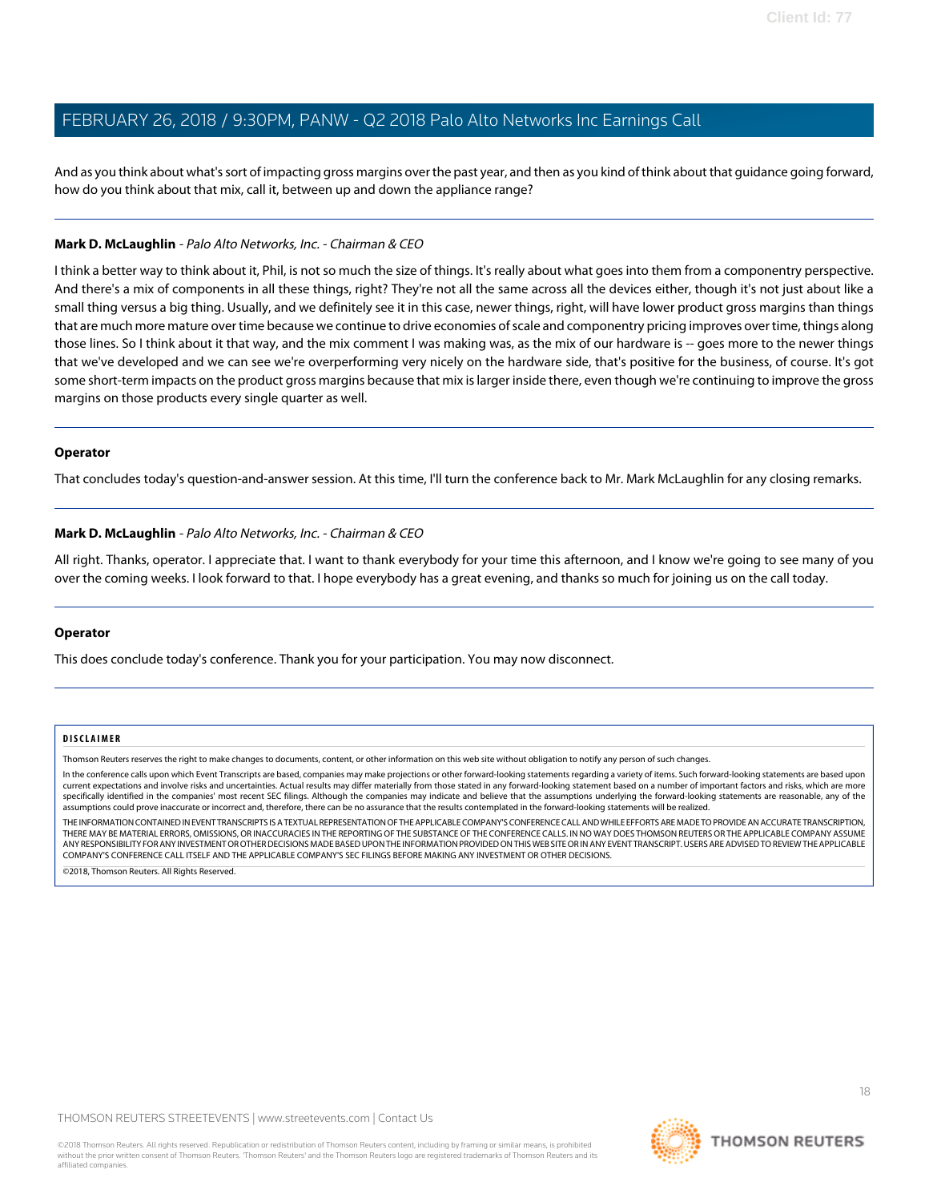And as you think about what's sort of impacting gross margins over the past year, and then as you kind of think about that guidance going forward, how do you think about that mix, call it, between up and down the appliance range?

**Mark D. McLaughlin** - *Palo Alto Networks, Inc. - Chairman & CEO*

I think a better way to think about it, Phil, is not so much the size of things. It's really about what goes into them from a componentry perspective. And there's a mix of components in all these things, right? They're not all the same across all the devices either, though it's not just about like a small thing versus a big thing. Usually, and we definitely see it in this case, newer things, right, will have lower product gross margins than things that are much more mature over time because we continue to drive economies of scale and componentry pricing improves over time, things along those lines. So I think about it that way, and the mix comment I was making was, as the mix of our hardware is -- goes more to the newer things that we've developed and we can see we're overperforming very nicely on the hardware side, that's positive for the business, of course. It's got some short-term impacts on the product gross margins because that mix is larger inside there, even though we're continuing to improve the gross margins on those products every single quarter as well.

**Operator**

That concludes today's question-and-answer session. At this time, I'll turn the conference back to Mr. Mark McLaughlin for any closing remarks.

**Mark D. McLaughlin** - *Palo Alto Networks, Inc. - Chairman & CEO*

All right. Thanks, operator. I appreciate that. I want to thank everybody for your time this afternoon, and I know we're going to see many of you over the coming weeks. I look forward to that. I hope everybody has a great evening, and thanks so much for joining us on the call today.

**Operator**

This does conclude today's conference. Thank you for your participation. You may now disconnect.

**DISCLAIMER**

Thomson Reuters reserves the right to make changes to documents, content, or other information on this web site without obligation to notify any person of such changes.

In the conference calls upon which Event Transcripts are based, companies may make projections or other forward-looking statements regarding a variety of items. Such forward-looking statements are based upon current expectations and involve risks and uncertainties. Actual results may differ materially from those stated in any forward-looking statement based on a number of important factors and risks, which are more specifically identified in the companies' most recent SEC filings. Although the companies may indicate and believe that the assumptions underlying the forward-looking statements are reasonable, any of the assumptions could prove inaccurate or incorrect and, therefore, there can be no assurance that the results contemplated in the forward-looking statements will be realized.

THE INFORMATION CONTAINED IN EVENT TRANSCRIPTS IS A TEXTUAL REPRESENTATION OF THE APPLICABLE COMPANY'S CONFERENCE CALL AND WHILE EFFORTS ARE MADE TO PROVIDE AN ACCURATE TRANSCRIPTION, THERE MAY BE MATERIAL ERRORS, OMISSIONS, OR INACCURACIES IN THE REPORTING OF THE SUBSTANCE OF THE CONFERENCE CALLS. IN NO WAY DOES THOMSON REUTERS OR THE APPLICABLE COMPANY ASSUME ANY RESPONSIBILITY FOR ANY INVESTMENT OR OTHER DECISIONS MADE BASED UPON THE INFORMATION PROVIDED ON THIS WEB SITE OR IN ANY EVENT TRANSCRIPT. USERS ARE ADVISED TO REVIEW THE APPLICABLE COMPANY'S CONFERENCE CALL ITSELF AND THE APPLICABLE COMPANY'S SEC FILINGS BEFORE MAKING ANY INVESTMENT OR OTHER DECISIONS.

©2018, Thomson Reuters. All Rights Reserved.